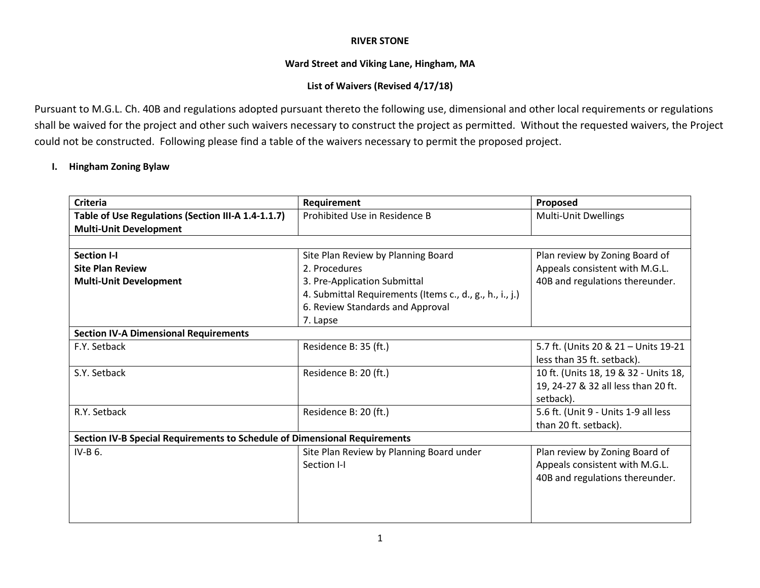**RIVER STONE**

**Ward Street and Viking Lane, Hingham, MA**

**List of Waivers (Revised 4/17/18)**

Pursuant to M.G.L. Ch. 40B and regulations adopted pursuant thereto the following use, dimensional and other local requirements or regulations shall be waived for the project and other such waivers necessary to construct the project as permitted. Without the requested waivers, the Project could not be constructed. Following please find a table of the waivers necessary to permit the proposed project.

## I. Hingham Zoning Bylaw

| Criteria | Requirement | Proposed |
|---|---|---|
| **Table of Use Regulations (Section III-A 1.4-1.1.7) Multi-Unit Development** | Prohibited Use in Residence B | Multi-Unit Dwellings |
| | | |
| **Section I-I Site Plan Review Multi-Unit Development** | Site Plan Review by Planning Board<br>2. Procedures<br>3. Pre-Application Submittal<br>4. Submittal Requirements (Items c., d., g., h., i., j.)<br>6. Review Standards and Approval<br>7. Lapse | Plan review by Zoning Board of Appeals consistent with M.G.L. 40B and regulations thereunder. |
| **Section IV-A Dimensional Requirements** | | |
| F.Y. Setback | Residence B: 35 (ft.) | 5.7 ft. (Units 20 & 21 – Units 19-21 less than 35 ft. setback). |
| S.Y. Setback | Residence B: 20 (ft.) | 10 ft. (Units 18, 19 & 32 - Units 18, 19, 24-27 & 32 all less than 20 ft. setback). |
| R.Y. Setback | Residence B: 20 (ft.) | 5.6 ft. (Unit 9 - Units 1-9 all less than 20 ft. setback). |
| **Section IV-B Special Requirements to Schedule of Dimensional Requirements** | | |
| IV-B 6. | Site Plan Review by Planning Board under Section I-I | Plan review by Zoning Board of Appeals consistent with M.G.L. 40B and regulations thereunder. |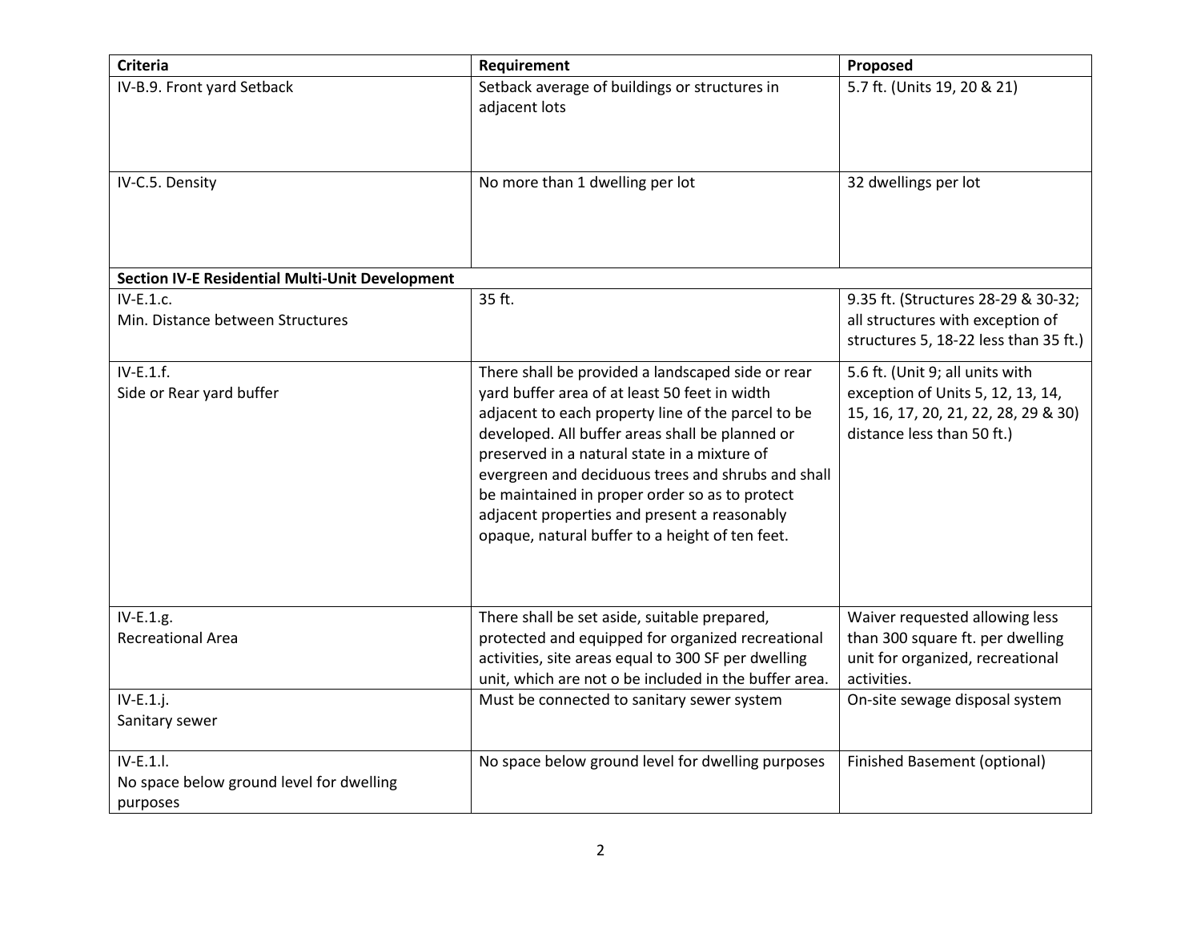| Criteria | Requirement | Proposed |
|---|---|---|
| IV-B.9. Front yard Setback | Setback average of buildings or structures in adjacent lots | 5.7 ft. (Units 19, 20 & 21) |
| IV-C.5. Density | No more than 1 dwelling per lot | 32 dwellings per lot |
| **Section IV-E Residential Multi-Unit Development** | | |
| IV-E.1.c.<br>Min. Distance between Structures | 35 ft. | 9.35 ft. (Structures 28-29 & 30-32; all structures with exception of structures 5, 18-22 less than 35 ft.) |
| IV-E.1.f.<br>Side or Rear yard buffer | There shall be provided a landscaped side or rear yard buffer area of at least 50 feet in width adjacent to each property line of the parcel to be developed. All buffer areas shall be planned or preserved in a natural state in a mixture of evergreen and deciduous trees and shrubs and shall be maintained in proper order so as to protect adjacent properties and present a reasonably opaque, natural buffer to a height of ten feet. | 5.6 ft. (Unit 9; all units with exception of Units 5, 12, 13, 14, 15, 16, 17, 20, 21, 22, 28, 29 & 30) distance less than 50 ft.) |
| IV-E.1.g.<br>Recreational Area | There shall be set aside, suitable prepared, protected and equipped for organized recreational activities, site areas equal to 300 SF per dwelling unit, which are not o be included in the buffer area. | Waiver requested allowing less than 300 square ft. per dwelling unit for organized, recreational activities. |
| IV-E.1.j.<br>Sanitary sewer | Must be connected to sanitary sewer system | On-site sewage disposal system |
| IV-E.1.l.<br>No space below ground level for dwelling purposes | No space below ground level for dwelling purposes | Finished Basement (optional) |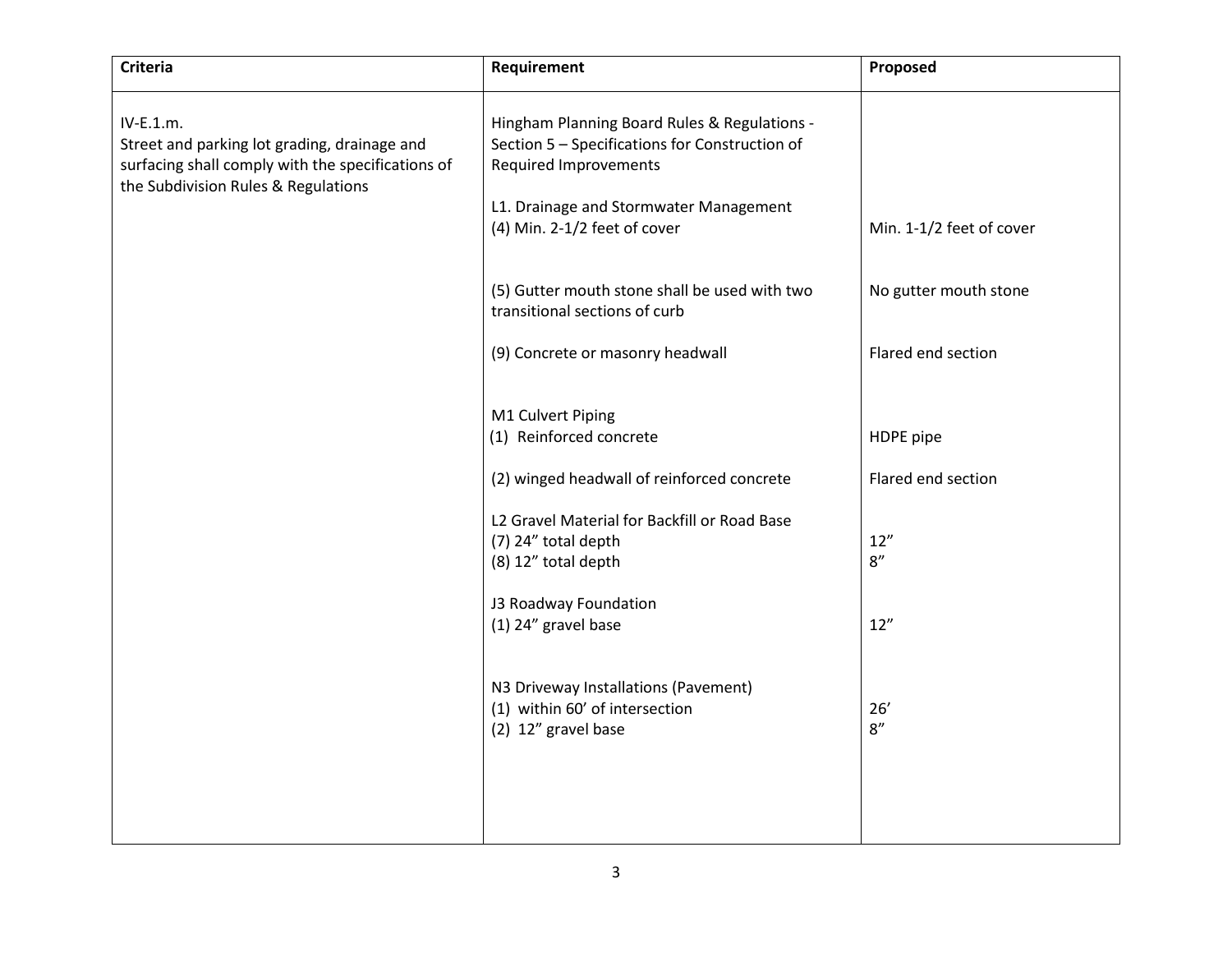| Criteria | Requirement | Proposed |
|---|---|---|
| IV-E.1.m.<br>Street and parking lot grading, drainage and surfacing shall comply with the specifications of the Subdivision Rules & Regulations | Hingham Planning Board Rules & Regulations - Section 5 – Specifications for Construction of Required Improvements | |
| | L1. Drainage and Stormwater Management<br>(4) Min. 2-1/2 feet of cover | Min. 1-1/2 feet of cover |
| | (5) Gutter mouth stone shall be used with two transitional sections of curb | No gutter mouth stone |
| | (9) Concrete or masonry headwall | Flared end section |
| | M1 Culvert Piping<br>(1) Reinforced concrete | HDPE pipe |
| | (2) winged headwall of reinforced concrete | Flared end section |
| | L2 Gravel Material for Backfill or Road Base<br>(7) 24" total depth<br>(8) 12" total depth | 12"<br>8" |
| | J3 Roadway Foundation<br>(1) 24" gravel base | 12" |
| | N3 Driveway Installations (Pavement)<br>(1) within 60' of intersection<br>(2) 12" gravel base | 26'<br>8" |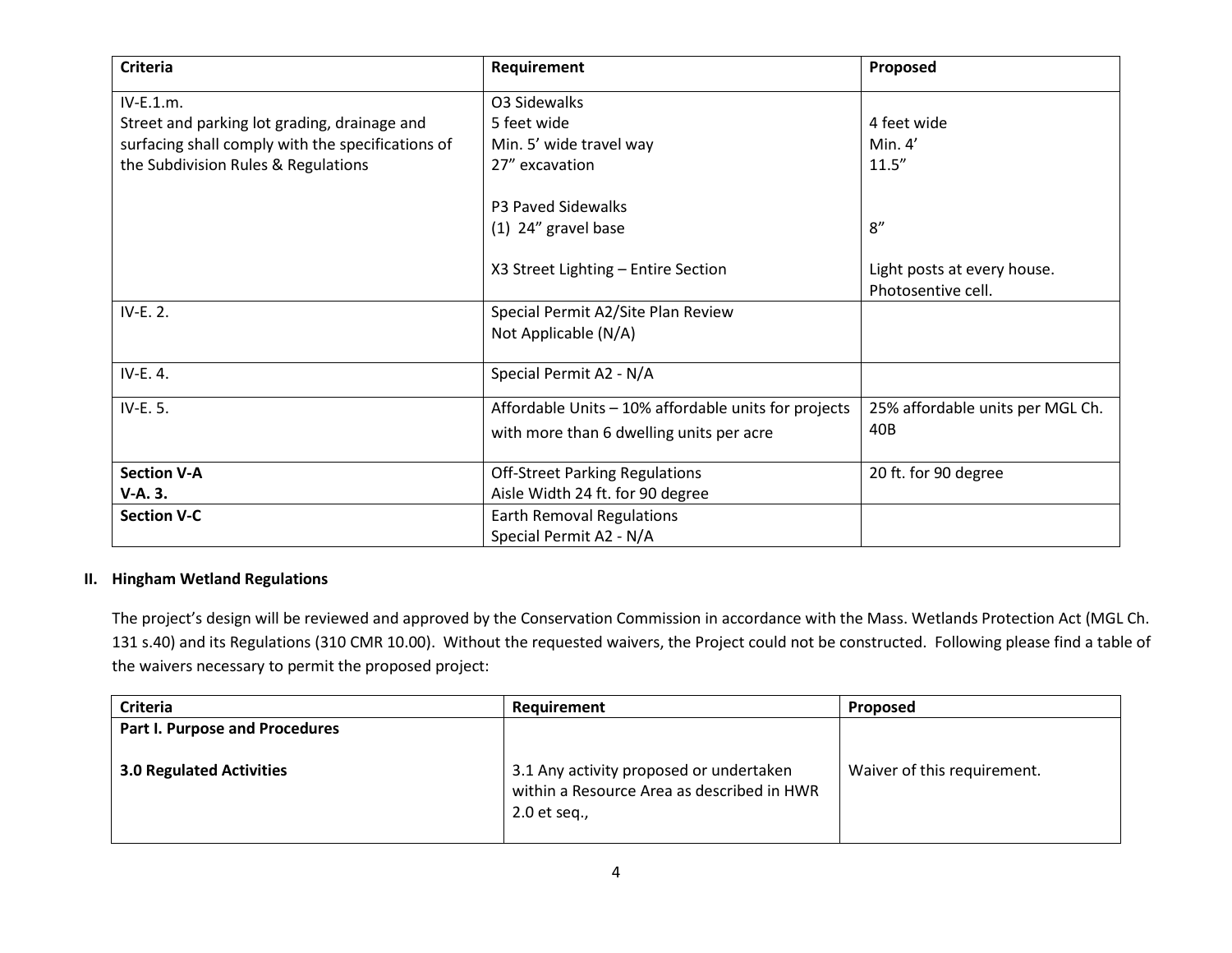| Criteria | Requirement | Proposed |
|---|---|---|
| IV-E.1.m.<br>Street and parking lot grading, drainage and surfacing shall comply with the specifications of the Subdivision Rules & Regulations | O3 Sidewalks<br>5 feet wide<br>Min. 5' wide travel way<br>27" excavation<br><br>P3 Paved Sidewalks<br>(1) 24" gravel base<br><br>X3 Street Lighting – Entire Section | <br>4 feet wide<br>Min. 4'<br>11.5"<br><br><br>8"<br><br>Light posts at every house.<br>Photosentive cell. |
| IV-E. 2. | Special Permit A2/Site Plan Review<br>Not Applicable (N/A) | |
| IV-E. 4. | Special Permit A2 - N/A | |
| IV-E. 5. | Affordable Units – 10% affordable units for projects with more than 6 dwelling units per acre | 25% affordable units per MGL Ch. 40B |
| **Section V-A**<br>**V-A. 3.** | Off-Street Parking Regulations<br>Aisle Width 24 ft. for 90 degree | 20 ft. for 90 degree |
| **Section V-C** | Earth Removal Regulations<br>Special Permit A2 - N/A | |

## II. Hingham Wetland Regulations

The project's design will be reviewed and approved by the Conservation Commission in accordance with the Mass. Wetlands Protection Act (MGL Ch. 131 s.40) and its Regulations (310 CMR 10.00). Without the requested waivers, the Project could not be constructed. Following please find a table of the waivers necessary to permit the proposed project:

| Criteria | Requirement | Proposed |
|---|---|---|
| **Part I. Purpose and Procedures**<br><br>**3.0 Regulated Activities** | <br><br>3.1 Any activity proposed or undertaken within a Resource Area as described in HWR 2.0 et seq., | <br><br>Waiver of this requirement. |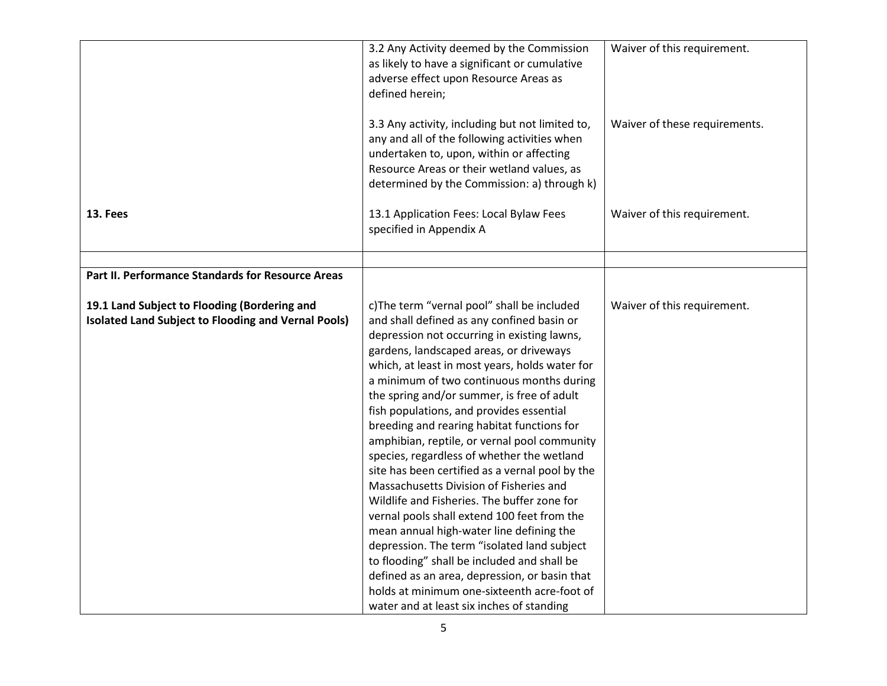| | | |
|---|---|---|
| | 3.2 Any Activity deemed by the Commission as likely to have a significant or cumulative adverse effect upon Resource Areas as defined herein;<br><br>3.3 Any activity, including but not limited to, any and all of the following activities when undertaken to, upon, within or affecting Resource Areas or their wetland values, as determined by the Commission: a) through k) | Waiver of this requirement.<br><br>Waiver of these requirements. |
| **13. Fees** | 13.1 Application Fees: Local Bylaw Fees specified in Appendix A | Waiver of this requirement. |
| | | |
| **Part II. Performance Standards for Resource Areas**<br><br>**19.1 Land Subject to Flooding (Bordering and Isolated Land Subject to Flooding and Vernal Pools)** | c)The term "vernal pool" shall be included and shall defined as any confined basin or depression not occurring in existing lawns, gardens, landscaped areas, or driveways which, at least in most years, holds water for a minimum of two continuous months during the spring and/or summer, is free of adult fish populations, and provides essential breeding and rearing habitat functions for amphibian, reptile, or vernal pool community species, regardless of whether the wetland site has been certified as a vernal pool by the Massachusetts Division of Fisheries and Wildlife and Fisheries. The buffer zone for vernal pools shall extend 100 feet from the mean annual high-water line defining the depression. The term "isolated land subject to flooding" shall be included and shall be defined as an area, depression, or basin that holds at minimum one-sixteenth acre-foot of water and at least six inches of standing | Waiver of this requirement. |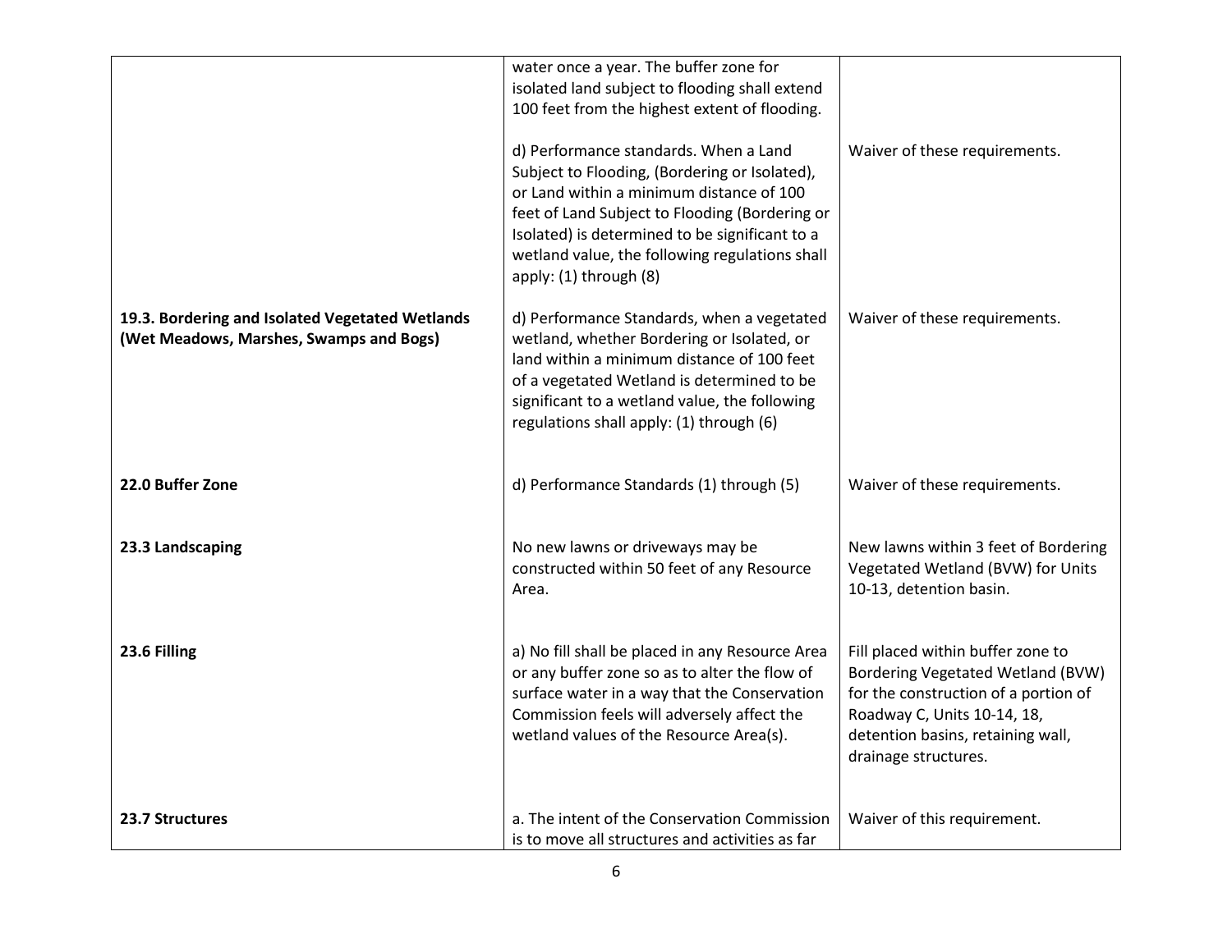| | | |
|---|---|---|
| | water once a year. The buffer zone for isolated land subject to flooding shall extend 100 feet from the highest extent of flooding. | |
| | d) Performance standards. When a Land Subject to Flooding, (Bordering or Isolated), or Land within a minimum distance of 100 feet of Land Subject to Flooding (Bordering or Isolated) is determined to be significant to a wetland value, the following regulations shall apply: (1) through (8) | Waiver of these requirements. |
| **19.3. Bordering and Isolated Vegetated Wetlands (Wet Meadows, Marshes, Swamps and Bogs)** | d) Performance Standards, when a vegetated wetland, whether Bordering or Isolated, or land within a minimum distance of 100 feet of a vegetated Wetland is determined to be significant to a wetland value, the following regulations shall apply: (1) through (6) | Waiver of these requirements. |
| **22.0 Buffer Zone** | d) Performance Standards (1) through (5) | Waiver of these requirements. |
| **23.3 Landscaping** | No new lawns or driveways may be constructed within 50 feet of any Resource Area. | New lawns within 3 feet of Bordering Vegetated Wetland (BVW) for Units 10-13, detention basin. |
| **23.6 Filling** | a) No fill shall be placed in any Resource Area or any buffer zone so as to alter the flow of surface water in a way that the Conservation Commission feels will adversely affect the wetland values of the Resource Area(s). | Fill placed within buffer zone to Bordering Vegetated Wetland (BVW) for the construction of a portion of Roadway C, Units 10-14, 18, detention basins, retaining wall, drainage structures. |
| **23.7 Structures** | a. The intent of the Conservation Commission is to move all structures and activities as far | Waiver of this requirement. |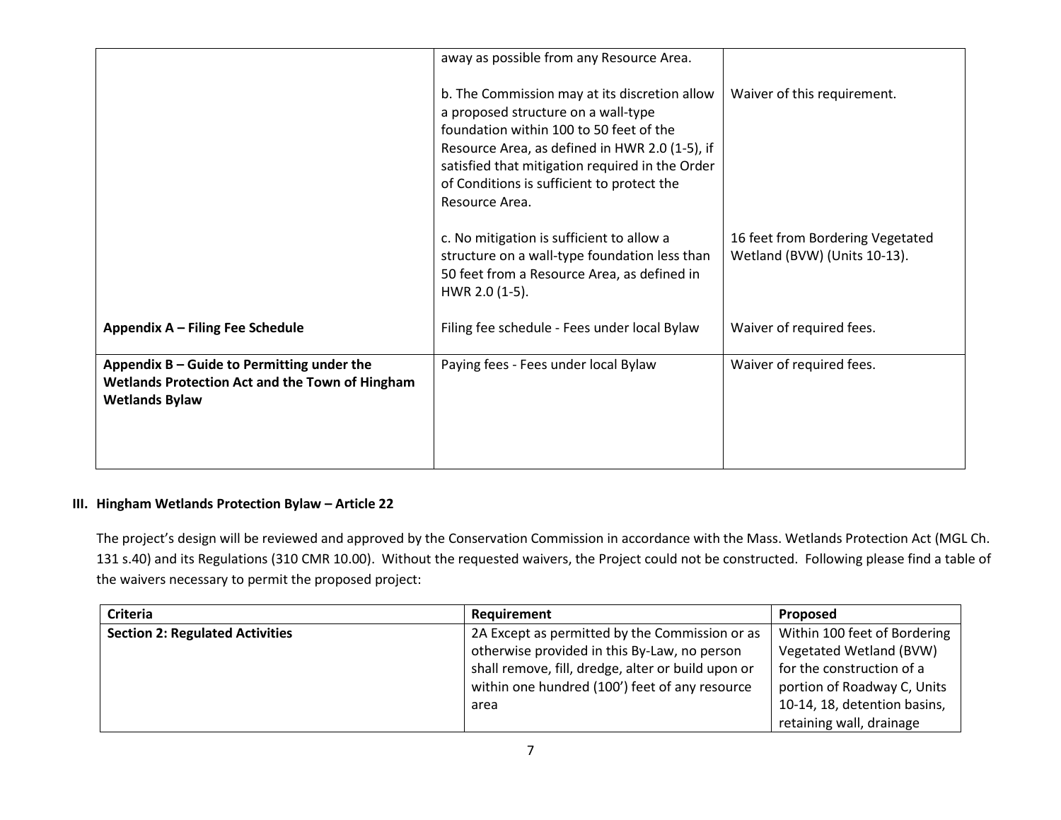| | | |
|---|---|---|
| | away as possible from any Resource Area.<br><br>b. The Commission may at its discretion allow a proposed structure on a wall-type foundation within 100 to 50 feet of the Resource Area, as defined in HWR 2.0 (1-5), if satisfied that mitigation required in the Order of Conditions is sufficient to protect the Resource Area.<br><br>c. No mitigation is sufficient to allow a structure on a wall-type foundation less than 50 feet from a Resource Area, as defined in HWR 2.0 (1-5). | <br><br>Waiver of this requirement.<br><br><br><br><br><br>16 feet from Bordering Vegetated Wetland (BVW) (Units 10-13). |
| **Appendix A – Filing Fee Schedule** | Filing fee schedule - Fees under local Bylaw | Waiver of required fees. |
| **Appendix B – Guide to Permitting under the Wetlands Protection Act and the Town of Hingham Wetlands Bylaw** | Paying fees - Fees under local Bylaw | Waiver of required fees. |

### III. Hingham Wetlands Protection Bylaw – Article 22

The project's design will be reviewed and approved by the Conservation Commission in accordance with the Mass. Wetlands Protection Act (MGL Ch. 131 s.40) and its Regulations (310 CMR 10.00). Without the requested waivers, the Project could not be constructed. Following please find a table of the waivers necessary to permit the proposed project:

| Criteria | Requirement | Proposed |
|---|---|---|
| **Section 2: Regulated Activities** | 2A Except as permitted by the Commission or as otherwise provided in this By-Law, no person shall remove, fill, dredge, alter or build upon or within one hundred (100') feet of any resource area | Within 100 feet of Bordering Vegetated Wetland (BVW) for the construction of a portion of Roadway C, Units 10-14, 18, detention basins, retaining wall, drainage |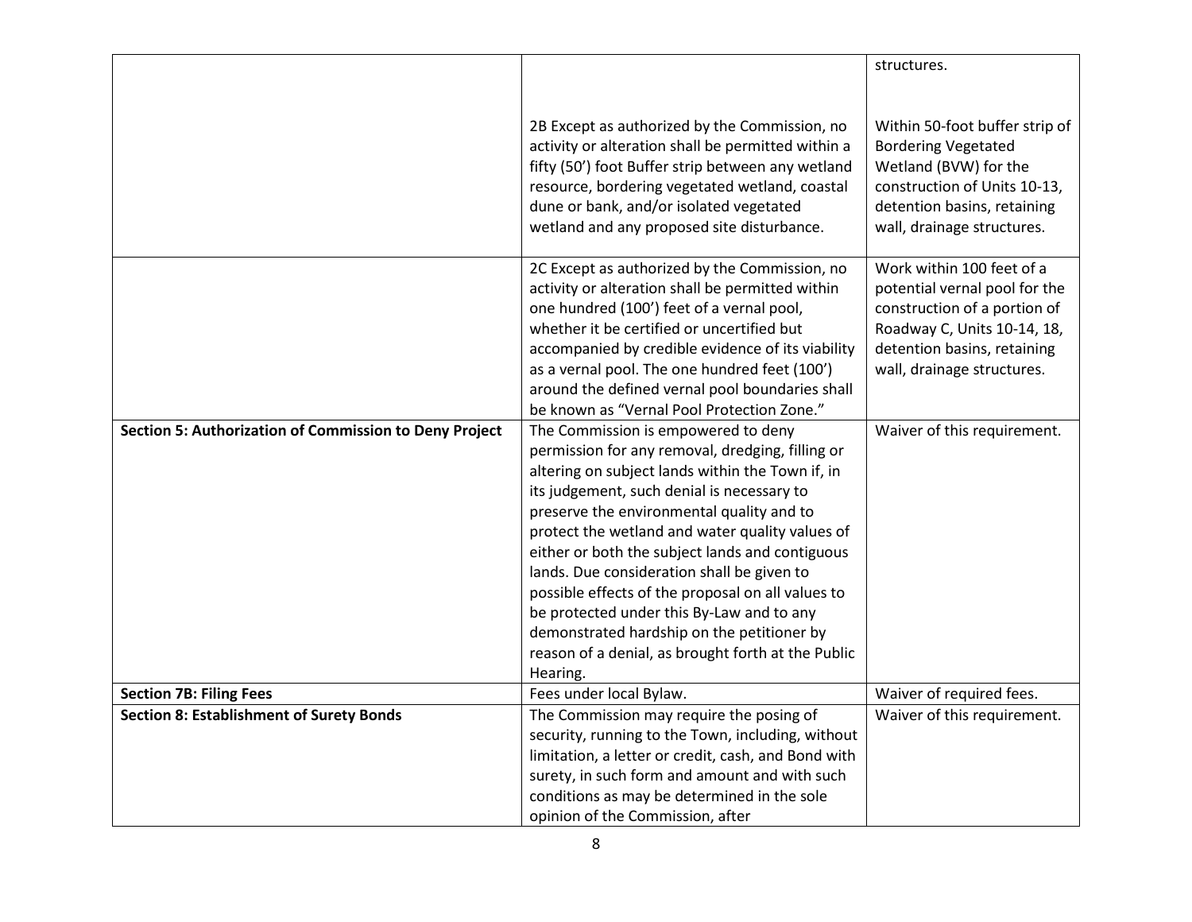| | | |
|---|---|---|
| | | structures. |
| | 2B Except as authorized by the Commission, no activity or alteration shall be permitted within a fifty (50') foot Buffer strip between any wetland resource, bordering vegetated wetland, coastal dune or bank, and/or isolated vegetated wetland and any proposed site disturbance. | Within 50-foot buffer strip of Bordering Vegetated Wetland (BVW) for the construction of Units 10-13, detention basins, retaining wall, drainage structures. |
| | 2C Except as authorized by the Commission, no activity or alteration shall be permitted within one hundred (100') feet of a vernal pool, whether it be certified or uncertified but accompanied by credible evidence of its viability as a vernal pool. The one hundred feet (100') around the defined vernal pool boundaries shall be known as "Vernal Pool Protection Zone." | Work within 100 feet of a potential vernal pool for the construction of a portion of Roadway C, Units 10-14, 18, detention basins, retaining wall, drainage structures. |
| **Section 5: Authorization of Commission to Deny Project** | The Commission is empowered to deny permission for any removal, dredging, filling or altering on subject lands within the Town if, in its judgement, such denial is necessary to preserve the environmental quality and to protect the wetland and water quality values of either or both the subject lands and contiguous lands. Due consideration shall be given to possible effects of the proposal on all values to be protected under this By-Law and to any demonstrated hardship on the petitioner by reason of a denial, as brought forth at the Public Hearing. | Waiver of this requirement. |
| **Section 7B: Filing Fees** | Fees under local Bylaw. | Waiver of required fees. |
| **Section 8: Establishment of Surety Bonds** | The Commission may require the posing of security, running to the Town, including, without limitation, a letter or credit, cash, and Bond with surety, in such form and amount and with such conditions as may be determined in the sole opinion of the Commission, after | Waiver of this requirement. |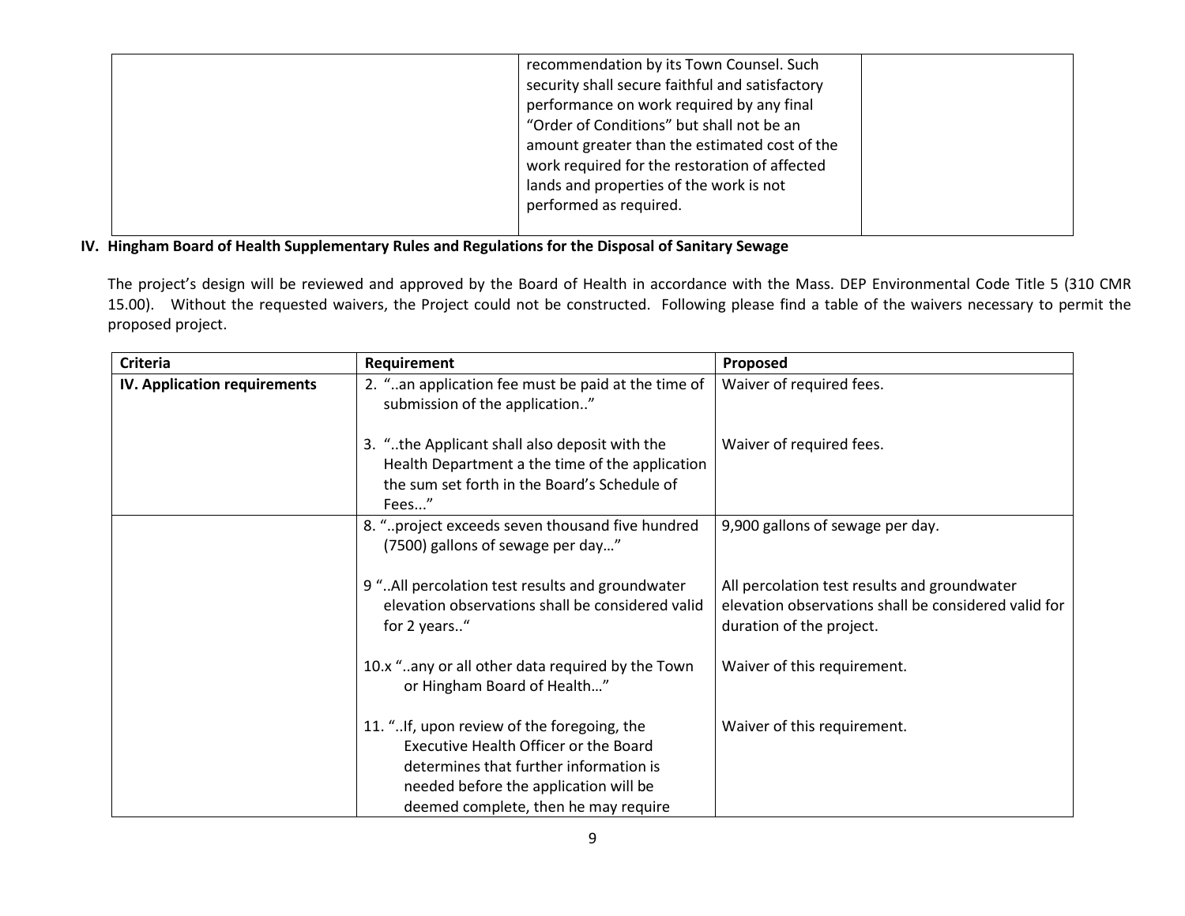| | | |
|---|---|---|
| | recommendation by its Town Counsel. Such security shall secure faithful and satisfactory performance on work required by any final "Order of Conditions" but shall not be an amount greater than the estimated cost of the work required for the restoration of affected lands and properties of the work is not performed as required. | |

**IV. Hingham Board of Health Supplementary Rules and Regulations for the Disposal of Sanitary Sewage**

The project's design will be reviewed and approved by the Board of Health in accordance with the Mass. DEP Environmental Code Title 5 (310 CMR 15.00). Without the requested waivers, the Project could not be constructed. Following please find a table of the waivers necessary to permit the proposed project.

| Criteria | Requirement | Proposed |
|---|---|---|
| **IV. Application requirements** | 2. "..an application fee must be paid at the time of submission of the application.."<br><br>3. "..the Applicant shall also deposit with the Health Department a the time of the application the sum set forth in the Board's Schedule of Fees..." | Waiver of required fees.<br><br>Waiver of required fees. |
| | 8. "..project exceeds seven thousand five hundred (7500) gallons of sewage per day…"<br><br>9 "..All percolation test results and groundwater elevation observations shall be considered valid for 2 years.."<br><br>10.x "..any or all other data required by the Town or Hingham Board of Health…"<br><br>11. "..If, upon review of the foregoing, the Executive Health Officer or the Board determines that further information is needed before the application will be deemed complete, then he may require | 9,900 gallons of sewage per day.<br><br>All percolation test results and groundwater elevation observations shall be considered valid for duration of the project.<br><br>Waiver of this requirement.<br><br>Waiver of this requirement. |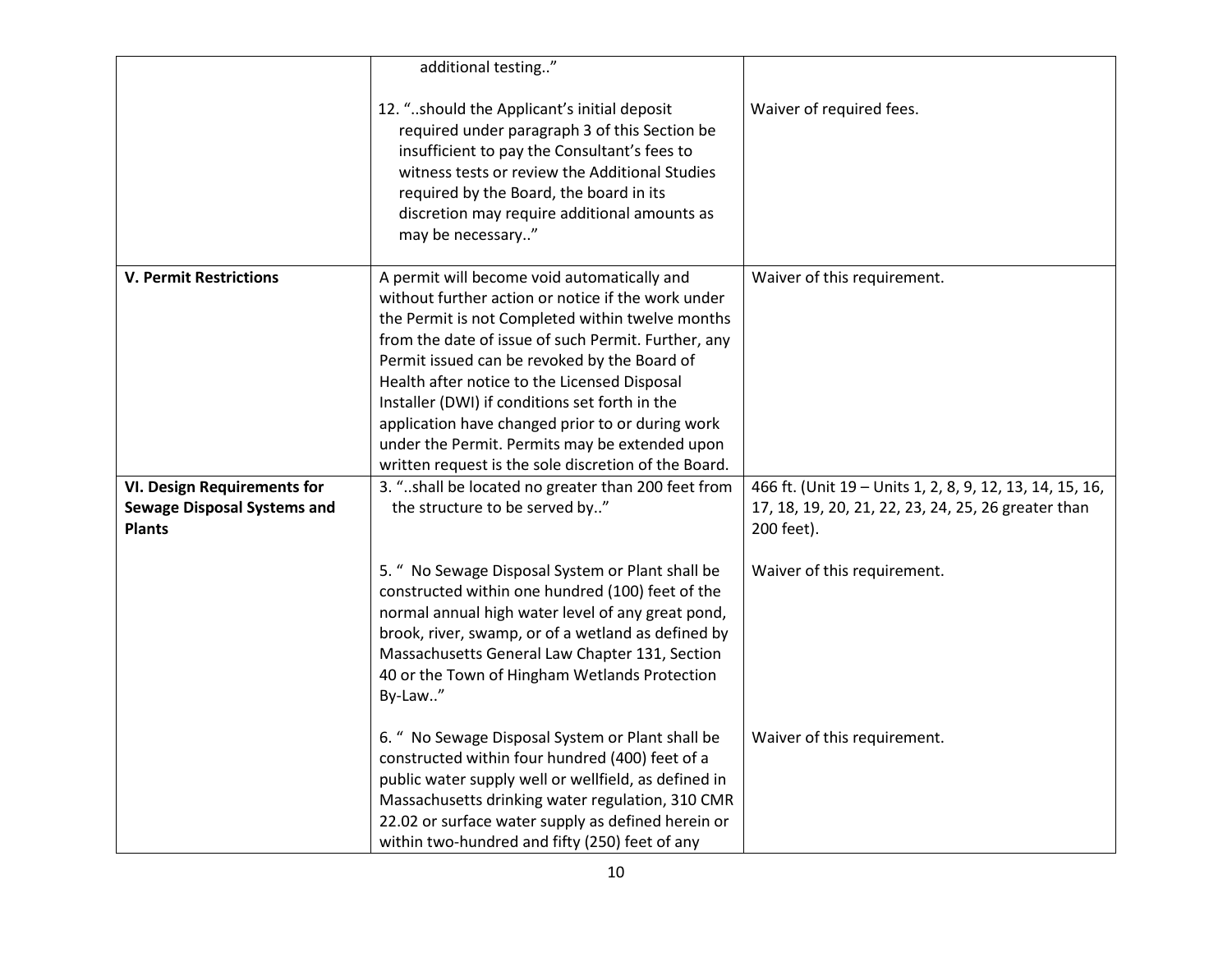| | | |
|---|---|---|
| | additional testing.." <br><br> 12. "..should the Applicant's initial deposit required under paragraph 3 of this Section be insufficient to pay the Consultant's fees to witness tests or review the Additional Studies required by the Board, the board in its discretion may require additional amounts as may be necessary.." | <br><br> Waiver of required fees. |
| **V. Permit Restrictions** | A permit will become void automatically and without further action or notice if the work under the Permit is not Completed within twelve months from the date of issue of such Permit. Further, any Permit issued can be revoked by the Board of Health after notice to the Licensed Disposal Installer (DWI) if conditions set forth in the application have changed prior to or during work under the Permit. Permits may be extended upon written request is the sole discretion of the Board. | Waiver of this requirement. |
| **VI. Design Requirements for Sewage Disposal Systems and Plants** | 3. "..shall be located no greater than 200 feet from the structure to be served by.." | 466 ft. (Unit 19 – Units 1, 2, 8, 9, 12, 13, 14, 15, 16, 17, 18, 19, 20, 21, 22, 23, 24, 25, 26 greater than 200 feet). |
| | 5. " No Sewage Disposal System or Plant shall be constructed within one hundred (100) feet of the normal annual high water level of any great pond, brook, river, swamp, or of a wetland as defined by Massachusetts General Law Chapter 131, Section 40 or the Town of Hingham Wetlands Protection By-Law.." | Waiver of this requirement. |
| | 6. " No Sewage Disposal System or Plant shall be constructed within four hundred (400) feet of a public water supply well or wellfield, as defined in Massachusetts drinking water regulation, 310 CMR 22.02 or surface water supply as defined herein or within two-hundred and fifty (250) feet of any | Waiver of this requirement. |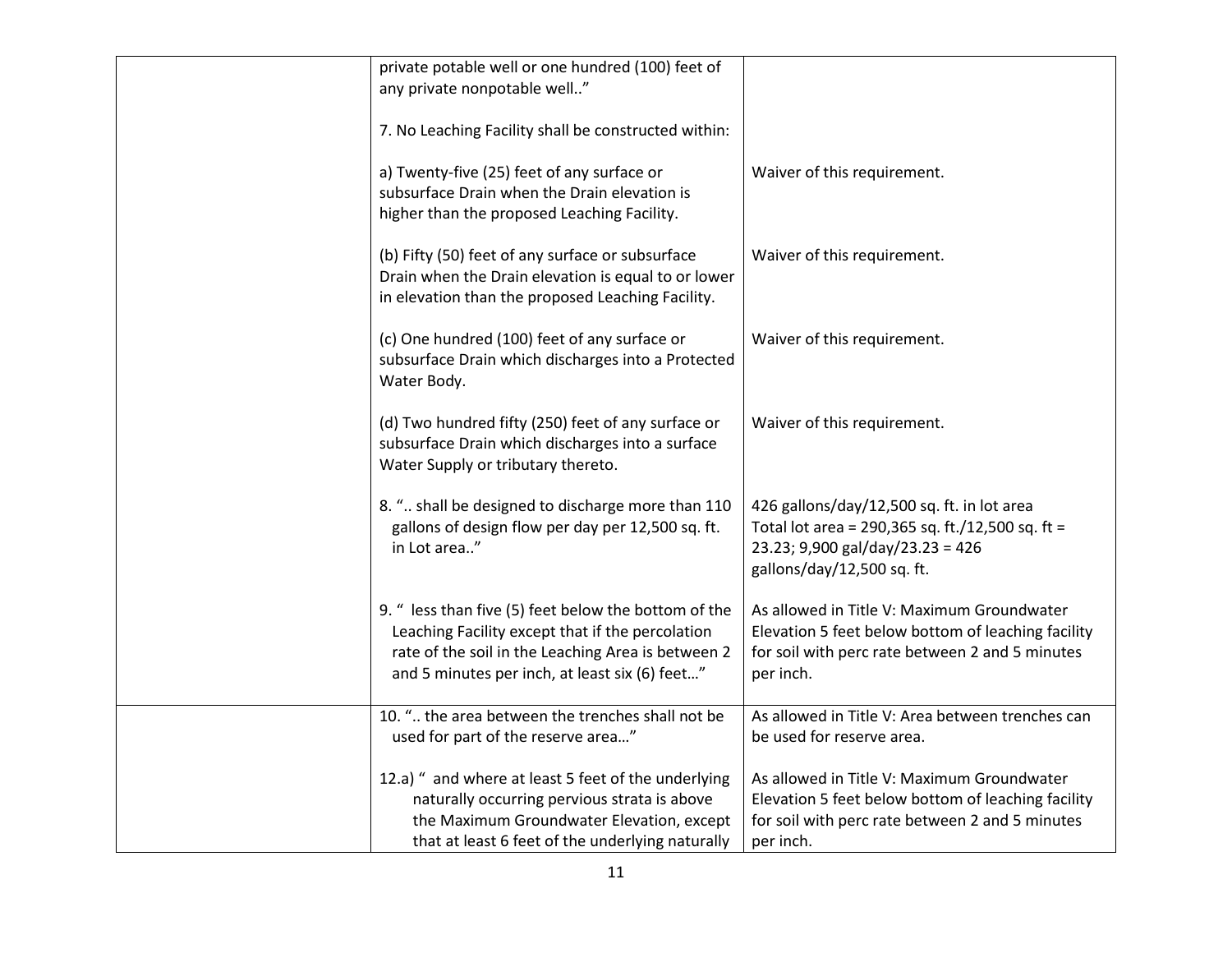| | | |
|---|---|---|
| | private potable well or one hundred (100) feet of any private nonpotable well.."<br><br>7. No Leaching Facility shall be constructed within:<br><br>a) Twenty-five (25) feet of any surface or subsurface Drain when the Drain elevation is higher than the proposed Leaching Facility.<br><br>(b) Fifty (50) feet of any surface or subsurface Drain when the Drain elevation is equal to or lower in elevation than the proposed Leaching Facility.<br><br>(c) One hundred (100) feet of any surface or subsurface Drain which discharges into a Protected Water Body.<br><br>(d) Two hundred fifty (250) feet of any surface or subsurface Drain which discharges into a surface Water Supply or tributary thereto.<br><br>8. ".. shall be designed to discharge more than 110 gallons of design flow per day per 12,500 sq. ft. in Lot area.."<br><br>9. " less than five (5) feet below the bottom of the Leaching Facility except that if the percolation rate of the soil in the Leaching Area is between 2 and 5 minutes per inch, at least six (6) feet…" | <br><br><br><br>Waiver of this requirement.<br><br><br>Waiver of this requirement.<br><br><br>Waiver of this requirement.<br><br><br>Waiver of this requirement.<br><br><br>426 gallons/day/12,500 sq. ft. in lot area<br>Total lot area = 290,365 sq. ft./12,500 sq. ft = 23.23; 9,900 gal/day/23.23 = 426 gallons/day/12,500 sq. ft.<br><br>As allowed in Title V: Maximum Groundwater Elevation 5 feet below bottom of leaching facility for soil with perc rate between 2 and 5 minutes per inch. |
| | 10. ".. the area between the trenches shall not be used for part of the reserve area…"<br><br>12.a) " and where at least 5 feet of the underlying naturally occurring pervious strata is above the Maximum Groundwater Elevation, except that at least 6 feet of the underlying naturally | As allowed in Title V: Area between trenches can be used for reserve area.<br><br>As allowed in Title V: Maximum Groundwater Elevation 5 feet below bottom of leaching facility for soil with perc rate between 2 and 5 minutes per inch. |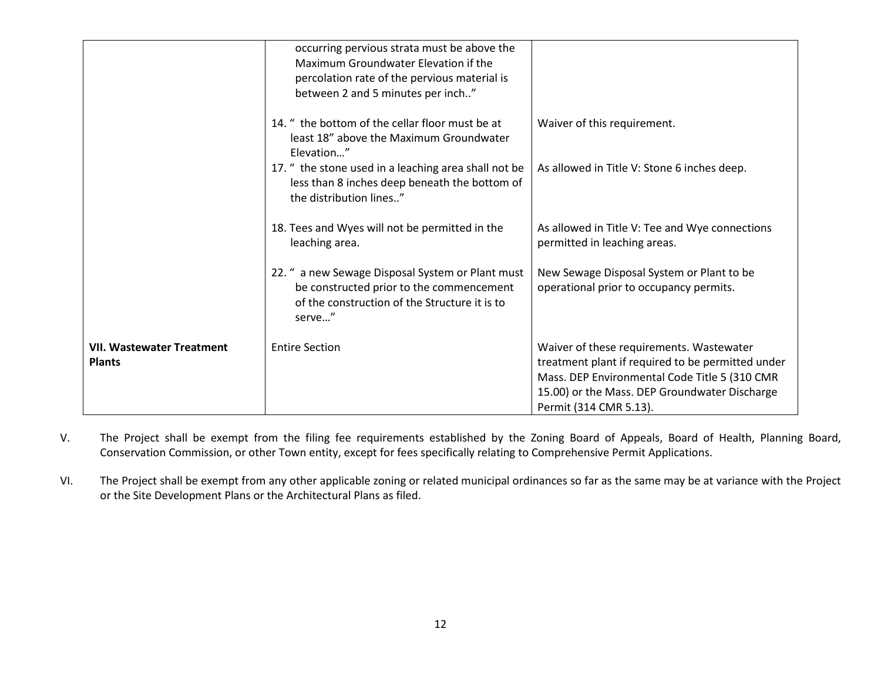| | | |
|---|---|---|
| | occurring pervious strata must be above the Maximum Groundwater Elevation if the percolation rate of the pervious material is between 2 and 5 minutes per inch.." | |
| | 14. " the bottom of the cellar floor must be at least 18" above the Maximum Groundwater Elevation…" | Waiver of this requirement. |
| | 17. " the stone used in a leaching area shall not be less than 8 inches deep beneath the bottom of the distribution lines.." | As allowed in Title V: Stone 6 inches deep. |
| | 18. Tees and Wyes will not be permitted in the leaching area. | As allowed in Title V: Tee and Wye connections permitted in leaching areas. |
| | 22. " a new Sewage Disposal System or Plant must be constructed prior to the commencement of the construction of the Structure it is to serve…" | New Sewage Disposal System or Plant to be operational prior to occupancy permits. |
| **VII. Wastewater Treatment Plants** | Entire Section | Waiver of these requirements. Wastewater treatment plant if required to be permitted under Mass. DEP Environmental Code Title 5 (310 CMR 15.00) or the Mass. DEP Groundwater Discharge Permit (314 CMR 5.13). |

V. The Project shall be exempt from the filing fee requirements established by the Zoning Board of Appeals, Board of Health, Planning Board, Conservation Commission, or other Town entity, except for fees specifically relating to Comprehensive Permit Applications.

VI. The Project shall be exempt from any other applicable zoning or related municipal ordinances so far as the same may be at variance with the Project or the Site Development Plans or the Architectural Plans as filed.